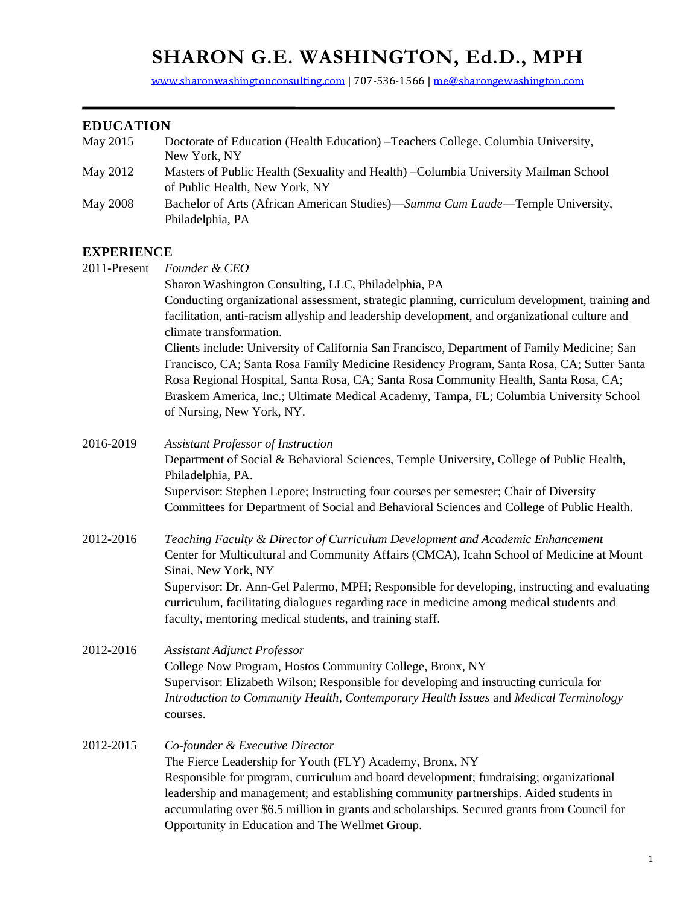# SHARON G.E. WASHINGTON, Ed.D., MPH

www.sharonwashingtonconsulting.com | 707-536-1566 | me@sharongewashington.com

## EDUCATION

May 2015 — Doctorate of Education (Health Education) –Teachers College, Columbia University, New York, NY

May 2012 — Masters of Public Health (Sexuality and Health) –Columbia University Mailman School of Public Health, New York, NY

May 2008 — Bachelor of Arts (African American Studies)—*Summa Cum Laude*—Temple University, Philadelphia, PA

## EXPERIENCE

**2011-Present** — *Founder & CEO*

Sharon Washington Consulting, LLC, Philadelphia, PA

Conducting organizational assessment, strategic planning, curriculum development, training and facilitation, anti-racism allyship and leadership development, and organizational culture and climate transformation.

Clients include: University of California San Francisco, Department of Family Medicine; San Francisco, CA; Santa Rosa Family Medicine Residency Program, Santa Rosa, CA; Sutter Santa Rosa Regional Hospital, Santa Rosa, CA; Santa Rosa Community Health, Santa Rosa, CA; Braskem America, Inc.; Ultimate Medical Academy, Tampa, FL; Columbia University School of Nursing, New York, NY.

**2016-2019** — *Assistant Professor of Instruction*

Department of Social & Behavioral Sciences, Temple University, College of Public Health, Philadelphia, PA.

Supervisor: Stephen Lepore; Instructing four courses per semester; Chair of Diversity Committees for Department of Social and Behavioral Sciences and College of Public Health.

**2012-2016** — *Teaching Faculty & Director of Curriculum Development and Academic Enhancement*

Center for Multicultural and Community Affairs (CMCA), Icahn School of Medicine at Mount Sinai, New York, NY

Supervisor: Dr. Ann-Gel Palermo, MPH; Responsible for developing, instructing and evaluating curriculum, facilitating dialogues regarding race in medicine among medical students and faculty, mentoring medical students, and training staff.

**2012-2016** — *Assistant Adjunct Professor*

College Now Program, Hostos Community College, Bronx, NY

Supervisor: Elizabeth Wilson; Responsible for developing and instructing curricula for *Introduction to Community Health*, *Contemporary Health Issues* and *Medical Terminology* courses.

**2012-2015** — *Co-founder & Executive Director*

The Fierce Leadership for Youth (FLY) Academy, Bronx, NY

Responsible for program, curriculum and board development; fundraising; organizational leadership and management; and establishing community partnerships. Aided students in accumulating over $6.5 million in grants and scholarships. Secured grants from Council for Opportunity in Education and The Wellmet Group.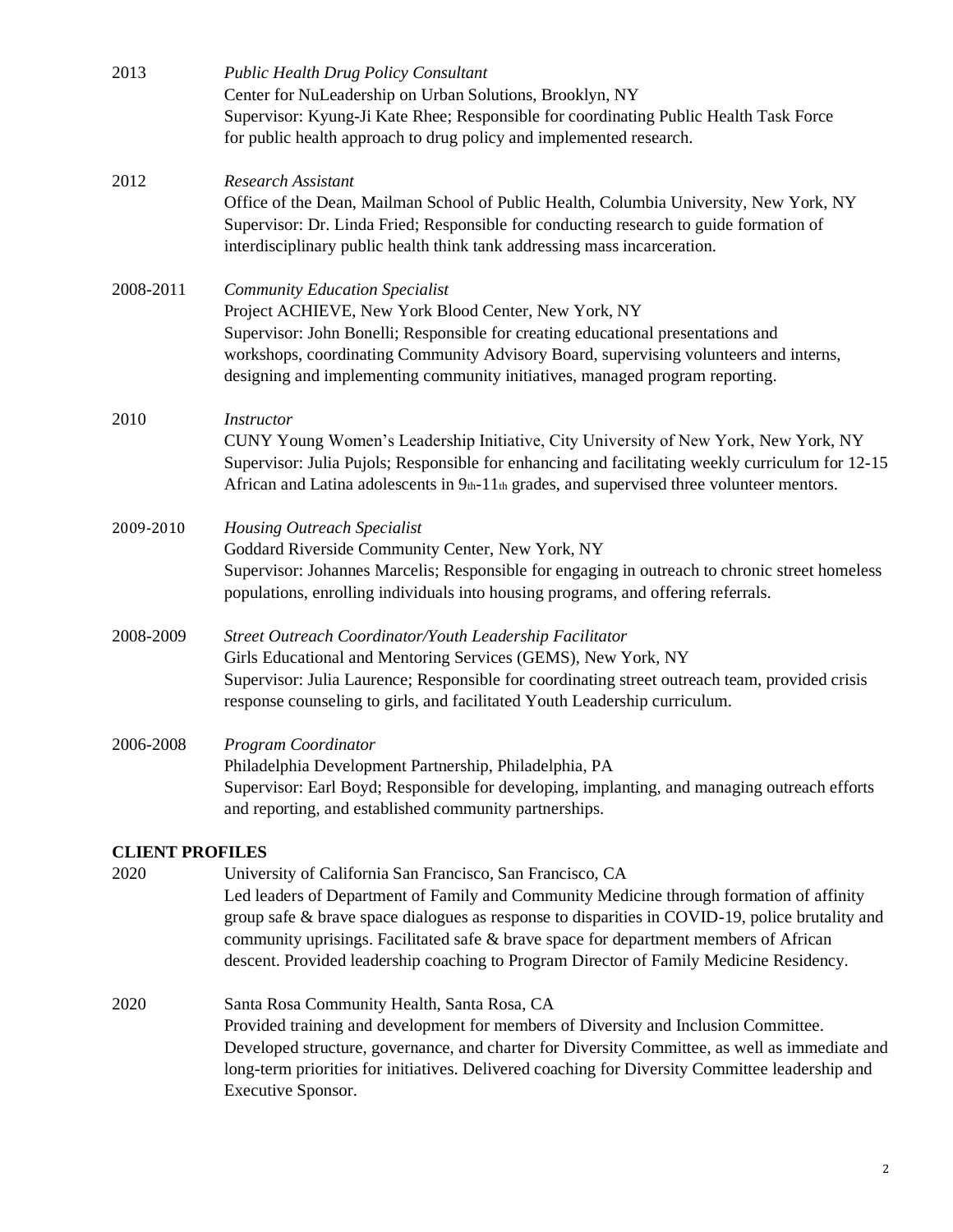2013 *Public Health Drug Policy Consultant*
Center for NuLeadership on Urban Solutions, Brooklyn, NY
Supervisor: Kyung-Ji Kate Rhee; Responsible for coordinating Public Health Task Force for public health approach to drug policy and implemented research.

2012 *Research Assistant*
Office of the Dean, Mailman School of Public Health, Columbia University, New York, NY
Supervisor: Dr. Linda Fried; Responsible for conducting research to guide formation of interdisciplinary public health think tank addressing mass incarceration.

2008-2011 *Community Education Specialist*
Project ACHIEVE, New York Blood Center, New York, NY
Supervisor: John Bonelli; Responsible for creating educational presentations and workshops, coordinating Community Advisory Board, supervising volunteers and interns, designing and implementing community initiatives, managed program reporting.

2010 *Instructor*
CUNY Young Women's Leadership Initiative, City University of New York, New York, NY
Supervisor: Julia Pujols; Responsible for enhancing and facilitating weekly curriculum for 12-15 African and Latina adolescents in 9th-11th grades, and supervised three volunteer mentors.

2009-2010 *Housing Outreach Specialist*
Goddard Riverside Community Center, New York, NY
Supervisor: Johannes Marcelis; Responsible for engaging in outreach to chronic street homeless populations, enrolling individuals into housing programs, and offering referrals.

2008-2009 *Street Outreach Coordinator/Youth Leadership Facilitator*
Girls Educational and Mentoring Services (GEMS), New York, NY
Supervisor: Julia Laurence; Responsible for coordinating street outreach team, provided crisis response counseling to girls, and facilitated Youth Leadership curriculum.

2006-2008 *Program Coordinator*
Philadelphia Development Partnership, Philadelphia, PA
Supervisor: Earl Boyd; Responsible for developing, implanting, and managing outreach efforts and reporting, and established community partnerships.

**CLIENT PROFILES**

2020 University of California San Francisco, San Francisco, CA
Led leaders of Department of Family and Community Medicine through formation of affinity group safe & brave space dialogues as response to disparities in COVID-19, police brutality and community uprisings. Facilitated safe & brave space for department members of African descent. Provided leadership coaching to Program Director of Family Medicine Residency.

2020 Santa Rosa Community Health, Santa Rosa, CA
Provided training and development for members of Diversity and Inclusion Committee. Developed structure, governance, and charter for Diversity Committee, as well as immediate and long-term priorities for initiatives. Delivered coaching for Diversity Committee leadership and Executive Sponsor.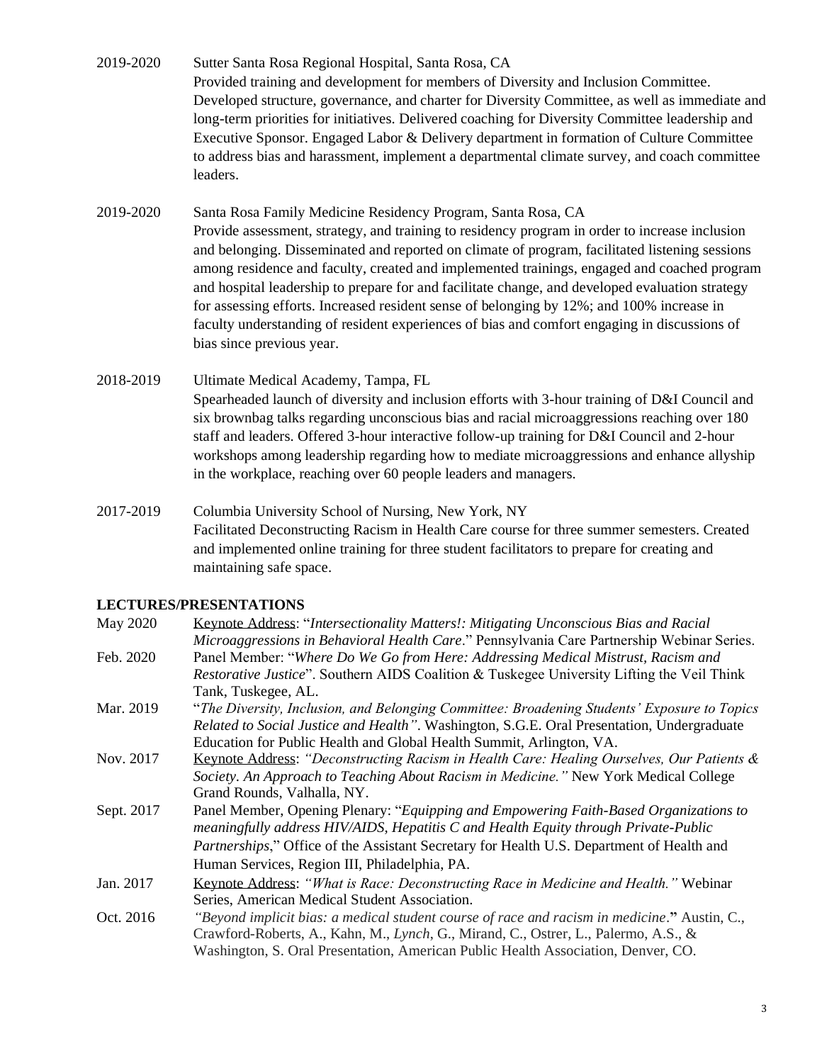2019-2020 Sutter Santa Rosa Regional Hospital, Santa Rosa, CA
Provided training and development for members of Diversity and Inclusion Committee. Developed structure, governance, and charter for Diversity Committee, as well as immediate and long-term priorities for initiatives. Delivered coaching for Diversity Committee leadership and Executive Sponsor. Engaged Labor & Delivery department in formation of Culture Committee to address bias and harassment, implement a departmental climate survey, and coach committee leaders.

2019-2020 Santa Rosa Family Medicine Residency Program, Santa Rosa, CA
Provide assessment, strategy, and training to residency program in order to increase inclusion and belonging. Disseminated and reported on climate of program, facilitated listening sessions among residence and faculty, created and implemented trainings, engaged and coached program and hospital leadership to prepare for and facilitate change, and developed evaluation strategy for assessing efforts. Increased resident sense of belonging by 12%; and 100% increase in faculty understanding of resident experiences of bias and comfort engaging in discussions of bias since previous year.

2018-2019 Ultimate Medical Academy, Tampa, FL
Spearheaded launch of diversity and inclusion efforts with 3-hour training of D&I Council and six brownbag talks regarding unconscious bias and racial microaggressions reaching over 180 staff and leaders. Offered 3-hour interactive follow-up training for D&I Council and 2-hour workshops among leadership regarding how to mediate microaggressions and enhance allyship in the workplace, reaching over 60 people leaders and managers.

2017-2019 Columbia University School of Nursing, New York, NY
Facilitated Deconstructing Racism in Health Care course for three summer semesters. Created and implemented online training for three student facilitators to prepare for creating and maintaining safe space.

**LECTURES/PRESENTATIONS**

May 2020 Keynote Address: "*Intersectionality Matters!: Mitigating Unconscious Bias and Racial Microaggressions in Behavioral Health Care*." Pennsylvania Care Partnership Webinar Series.

Feb. 2020 Panel Member: "*Where Do We Go from Here: Addressing Medical Mistrust, Racism and Restorative Justice*". Southern AIDS Coalition & Tuskegee University Lifting the Veil Think Tank, Tuskegee, AL.

Mar. 2019 "*The Diversity, Inclusion, and Belonging Committee: Broadening Students' Exposure to Topics Related to Social Justice and Health"*. Washington, S.G.E. Oral Presentation, Undergraduate Education for Public Health and Global Health Summit, Arlington, VA.

Nov. 2017 Keynote Address: *"Deconstructing Racism in Health Care: Healing Ourselves, Our Patients & Society. An Approach to Teaching About Racism in Medicine."* New York Medical College Grand Rounds, Valhalla, NY.

Sept. 2017 Panel Member, Opening Plenary: "*Equipping and Empowering Faith-Based Organizations to meaningfully address HIV/AIDS, Hepatitis C and Health Equity through Private-Public Partnerships*," Office of the Assistant Secretary for Health U.S. Department of Health and Human Services, Region III, Philadelphia, PA.

Jan. 2017 Keynote Address: *"What is Race: Deconstructing Race in Medicine and Health."* Webinar Series, American Medical Student Association.

Oct. 2016 *"Beyond implicit bias: a medical student course of race and racism in medicine*.**"** Austin, C., Crawford-Roberts, A., Kahn, M., *Lynch*, G., Mirand, C., Ostrer, L., Palermo, A.S., & Washington, S. Oral Presentation, American Public Health Association, Denver, CO.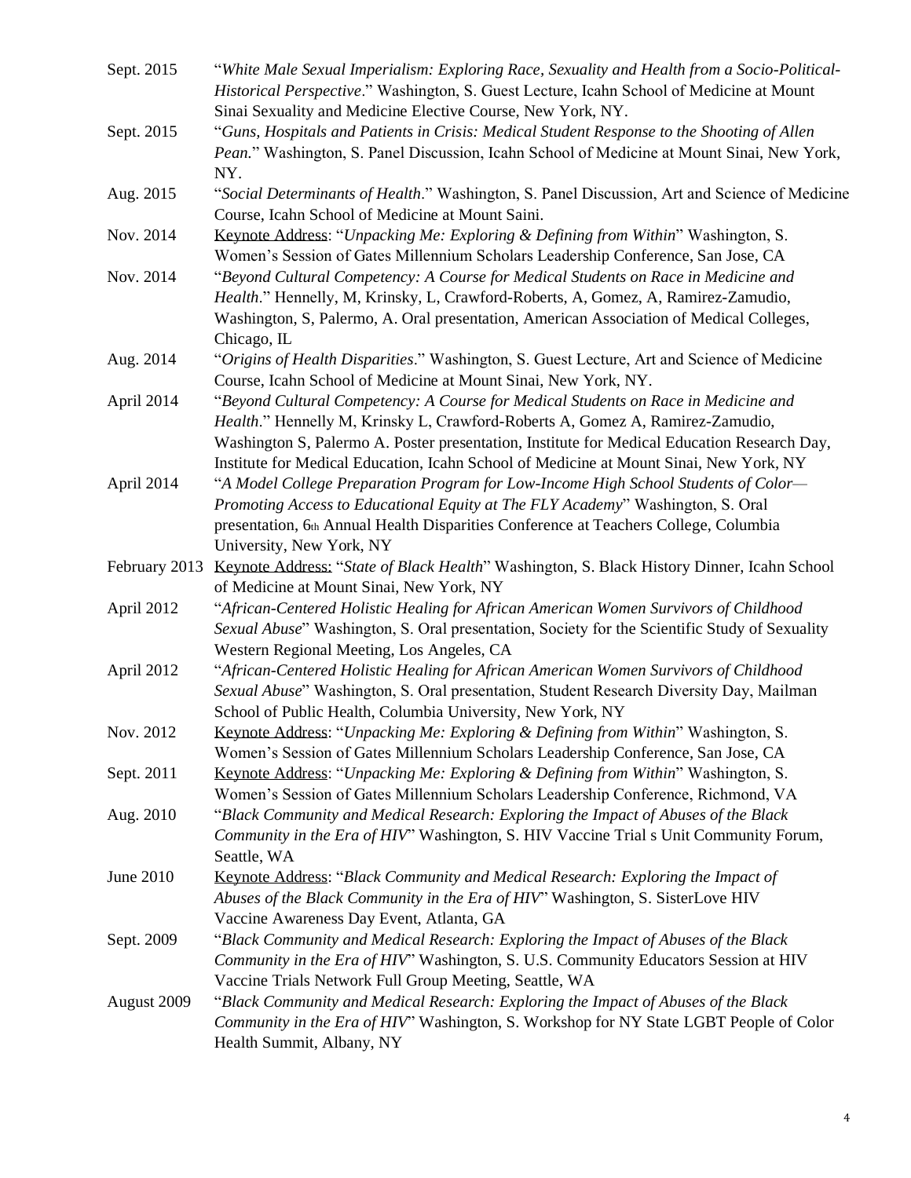Sept. 2015 "*White Male Sexual Imperialism: Exploring Race, Sexuality and Health from a Socio-Political-Historical Perspective*." Washington, S. Guest Lecture, Icahn School of Medicine at Mount Sinai Sexuality and Medicine Elective Course, New York, NY.

Sept. 2015 "*Guns, Hospitals and Patients in Crisis: Medical Student Response to the Shooting of Allen Pean.*" Washington, S. Panel Discussion, Icahn School of Medicine at Mount Sinai, New York, NY.

Aug. 2015 "*Social Determinants of Health*." Washington, S. Panel Discussion, Art and Science of Medicine Course, Icahn School of Medicine at Mount Saini.

Nov. 2014 Keynote Address: "*Unpacking Me: Exploring & Defining from Within*" Washington, S. Women's Session of Gates Millennium Scholars Leadership Conference, San Jose, CA

Nov. 2014 "*Beyond Cultural Competency: A Course for Medical Students on Race in Medicine and Health*." Hennelly, M, Krinsky, L, Crawford-Roberts, A, Gomez, A, Ramirez-Zamudio, Washington, S, Palermo, A. Oral presentation, American Association of Medical Colleges, Chicago, IL

Aug. 2014 "*Origins of Health Disparities*." Washington, S. Guest Lecture, Art and Science of Medicine Course, Icahn School of Medicine at Mount Sinai, New York, NY.

April 2014 "*Beyond Cultural Competency: A Course for Medical Students on Race in Medicine and Health*." Hennelly M, Krinsky L, Crawford-Roberts A, Gomez A, Ramirez-Zamudio, Washington S, Palermo A. Poster presentation, Institute for Medical Education Research Day, Institute for Medical Education, Icahn School of Medicine at Mount Sinai, New York, NY

April 2014 "*A Model College Preparation Program for Low-Income High School Students of Color—Promoting Access to Educational Equity at The FLY Academy*" Washington, S. Oral presentation, 6th Annual Health Disparities Conference at Teachers College, Columbia University, New York, NY

February 2013 Keynote Address: "*State of Black Health*" Washington, S. Black History Dinner, Icahn School of Medicine at Mount Sinai, New York, NY

April 2012 "*African-Centered Holistic Healing for African American Women Survivors of Childhood Sexual Abuse*" Washington, S. Oral presentation, Society for the Scientific Study of Sexuality Western Regional Meeting, Los Angeles, CA

April 2012 "*African-Centered Holistic Healing for African American Women Survivors of Childhood Sexual Abuse*" Washington, S. Oral presentation, Student Research Diversity Day, Mailman School of Public Health, Columbia University, New York, NY

Nov. 2012 Keynote Address: "*Unpacking Me: Exploring & Defining from Within*" Washington, S. Women's Session of Gates Millennium Scholars Leadership Conference, San Jose, CA

Sept. 2011 Keynote Address: "*Unpacking Me: Exploring & Defining from Within*" Washington, S. Women's Session of Gates Millennium Scholars Leadership Conference, Richmond, VA

Aug. 2010 "*Black Community and Medical Research: Exploring the Impact of Abuses of the Black Community in the Era of HIV*" Washington, S. HIV Vaccine Trial s Unit Community Forum, Seattle, WA

June 2010 Keynote Address: "*Black Community and Medical Research: Exploring the Impact of Abuses of the Black Community in the Era of HIV*" Washington, S. SisterLove HIV Vaccine Awareness Day Event, Atlanta, GA

Sept. 2009 "*Black Community and Medical Research: Exploring the Impact of Abuses of the Black Community in the Era of HIV*" Washington, S. U.S. Community Educators Session at HIV Vaccine Trials Network Full Group Meeting, Seattle, WA

August 2009 "*Black Community and Medical Research: Exploring the Impact of Abuses of the Black Community in the Era of HIV*" Washington, S. Workshop for NY State LGBT People of Color Health Summit, Albany, NY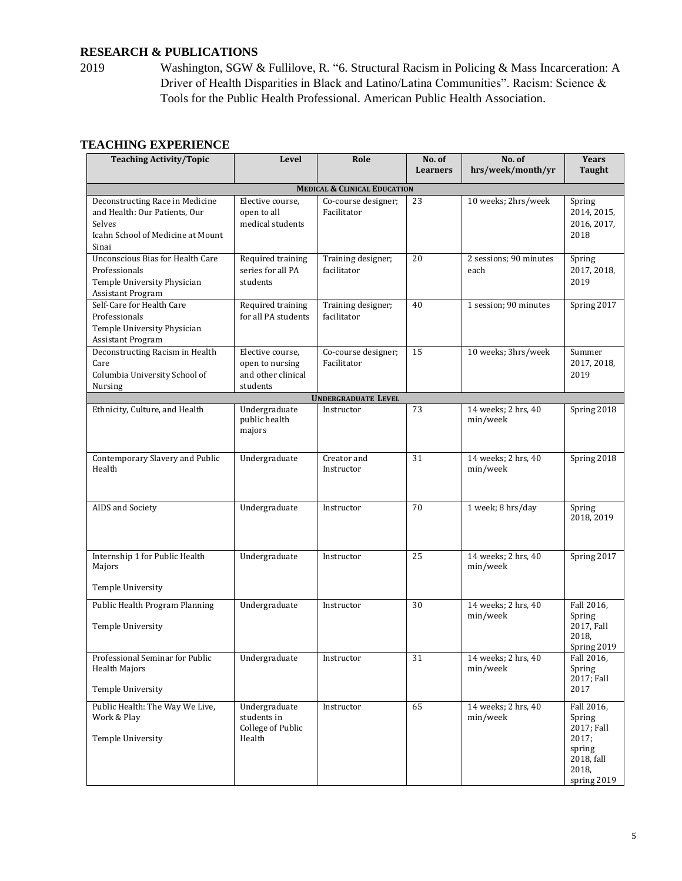## RESEARCH & PUBLICATIONS

2019 Washington, SGW & Fullilove, R. "6. Structural Racism in Policing & Mass Incarceration: A Driver of Health Disparities in Black and Latino/Latina Communities". Racism: Science & Tools for the Public Health Professional. American Public Health Association.

## TEACHING EXPERIENCE

| Teaching Activity/Topic | Level | Role | No. of Learners | No. of hrs/week/month/yr | Years Taught |
|---|---|---|---|---|---|
| **MEDICAL & CLINICAL EDUCATION** | | | | | |
| Deconstructing Race in Medicine and Health: Our Patients, Our Selves<br>Icahn School of Medicine at Mount Sinai | Elective course, open to all medical students | Co-course designer; Facilitator | 23 | 10 weeks; 2hrs/week | Spring 2014, 2015, 2016, 2017, 2018 |
| Unconscious Bias for Health Care Professionals<br>Temple University Physician Assistant Program | Required training series for all PA students | Training designer; facilitator | 20 | 2 sessions; 90 minutes each | Spring 2017, 2018, 2019 |
| Self-Care for Health Care Professionals<br>Temple University Physician Assistant Program | Required training for all PA students | Training designer; facilitator | 40 | 1 session; 90 minutes | Spring 2017 |
| Deconstructing Racism in Health Care<br>Columbia University School of Nursing | Elective course, open to nursing and other clinical students | Co-course designer; Facilitator | 15 | 10 weeks; 3hrs/week | Summer 2017, 2018, 2019 |
| **UNDERGRADUATE LEVEL** | | | | | |
| Ethnicity, Culture, and Health | Undergraduate public health majors | Instructor | 73 | 14 weeks; 2 hrs, 40 min/week | Spring 2018 |
| Contemporary Slavery and Public Health | Undergraduate | Creator and Instructor | 31 | 14 weeks; 2 hrs, 40 min/week | Spring 2018 |
| AIDS and Society | Undergraduate | Instructor | 70 | 1 week; 8 hrs/day | Spring 2018, 2019 |
| Internship 1 for Public Health Majors<br>Temple University | Undergraduate | Instructor | 25 | 14 weeks; 2 hrs, 40 min/week | Spring 2017 |
| Public Health Program Planning<br>Temple University | Undergraduate | Instructor | 30 | 14 weeks; 2 hrs, 40 min/week | Fall 2016, Spring 2017, Fall 2018, Spring 2019 |
| Professional Seminar for Public Health Majors<br>Temple University | Undergraduate | Instructor | 31 | 14 weeks; 2 hrs, 40 min/week | Fall 2016, Spring 2017; Fall 2017 |
| Public Health: The Way We Live, Work & Play<br>Temple University | Undergraduate students in College of Public Health | Instructor | 65 | 14 weeks; 2 hrs, 40 min/week | Fall 2016, Spring 2017; Fall 2017; spring 2018, fall 2018, spring 2019 |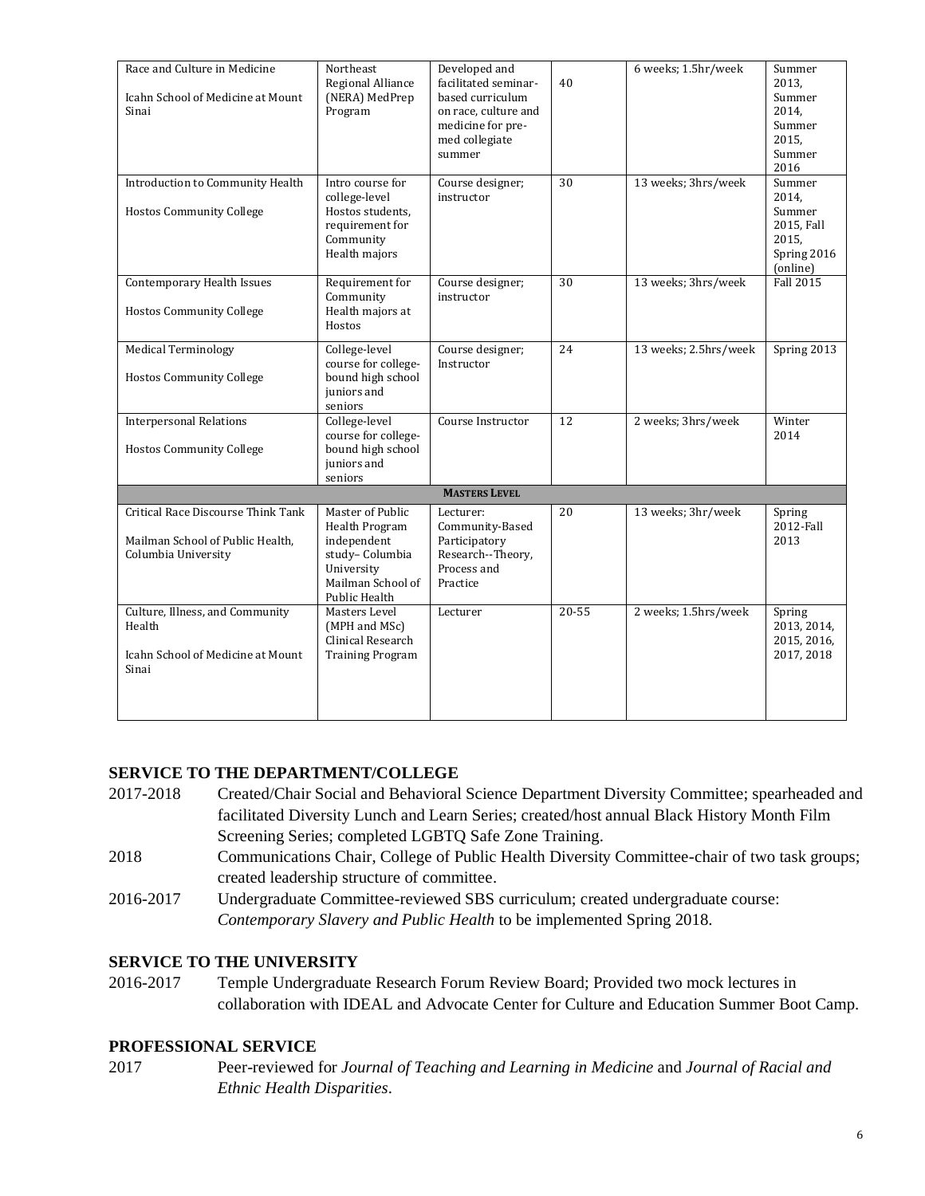| | | | | | |
|---|---|---|---|---|---|
| Race and Culture in Medicine<br><br>Icahn School of Medicine at Mount Sinai | Northeast Regional Alliance (NERA) MedPrep Program | Developed and facilitated seminar-based curriculum on race, culture and medicine for pre-med collegiate summer | 40 | 6 weeks; 1.5hr/week | Summer 2013, Summer 2014, Summer 2015, Summer 2016 |
| Introduction to Community Health<br><br>Hostos Community College | Intro course for college-level Hostos students, requirement for Community Health majors | Course designer; instructor | 30 | 13 weeks; 3hrs/week | Summer 2014, Summer 2015, Fall 2015, Spring 2016 (online) |
| Contemporary Health Issues<br><br>Hostos Community College | Requirement for Community Health majors at Hostos | Course designer; instructor | 30 | 13 weeks; 3hrs/week | Fall 2015 |
| Medical Terminology<br><br>Hostos Community College | College-level course for college-bound high school juniors and seniors | Course designer; Instructor | 24 | 13 weeks; 2.5hrs/week | Spring 2013 |
| Interpersonal Relations<br><br>Hostos Community College | College-level course for college-bound high school juniors and seniors | Course Instructor | 12 | 2 weeks; 3hrs/week | Winter 2014 |
| | | **MASTERS LEVEL** | | | |
| Critical Race Discourse Think Tank<br><br>Mailman School of Public Health, Columbia University | Master of Public Health Program independent study– Columbia University Mailman School of Public Health | Lecturer: Community-Based Participatory Research--Theory, Process and Practice | 20 | 13 weeks; 3hr/week | Spring 2012-Fall 2013 |
| Culture, Illness, and Community Health<br><br>Icahn School of Medicine at Mount Sinai | Masters Level (MPH and MSc) Clinical Research Training Program | Lecturer | 20-55 | 2 weeks; 1.5hrs/week | Spring 2013, 2014, 2015, 2016, 2017, 2018 |

## SERVICE TO THE DEPARTMENT/COLLEGE

2017-2018 Created/Chair Social and Behavioral Science Department Diversity Committee; spearheaded and facilitated Diversity Lunch and Learn Series; created/host annual Black History Month Film Screening Series; completed LGBTQ Safe Zone Training.

2018 Communications Chair, College of Public Health Diversity Committee-chair of two task groups; created leadership structure of committee.

2016-2017 Undergraduate Committee-reviewed SBS curriculum; created undergraduate course: *Contemporary Slavery and Public Health* to be implemented Spring 2018.

## SERVICE TO THE UNIVERSITY

2016-2017 Temple Undergraduate Research Forum Review Board; Provided two mock lectures in collaboration with IDEAL and Advocate Center for Culture and Education Summer Boot Camp.

## PROFESSIONAL SERVICE

2017 Peer-reviewed for *Journal of Teaching and Learning in Medicine* and *Journal of Racial and Ethnic Health Disparities*.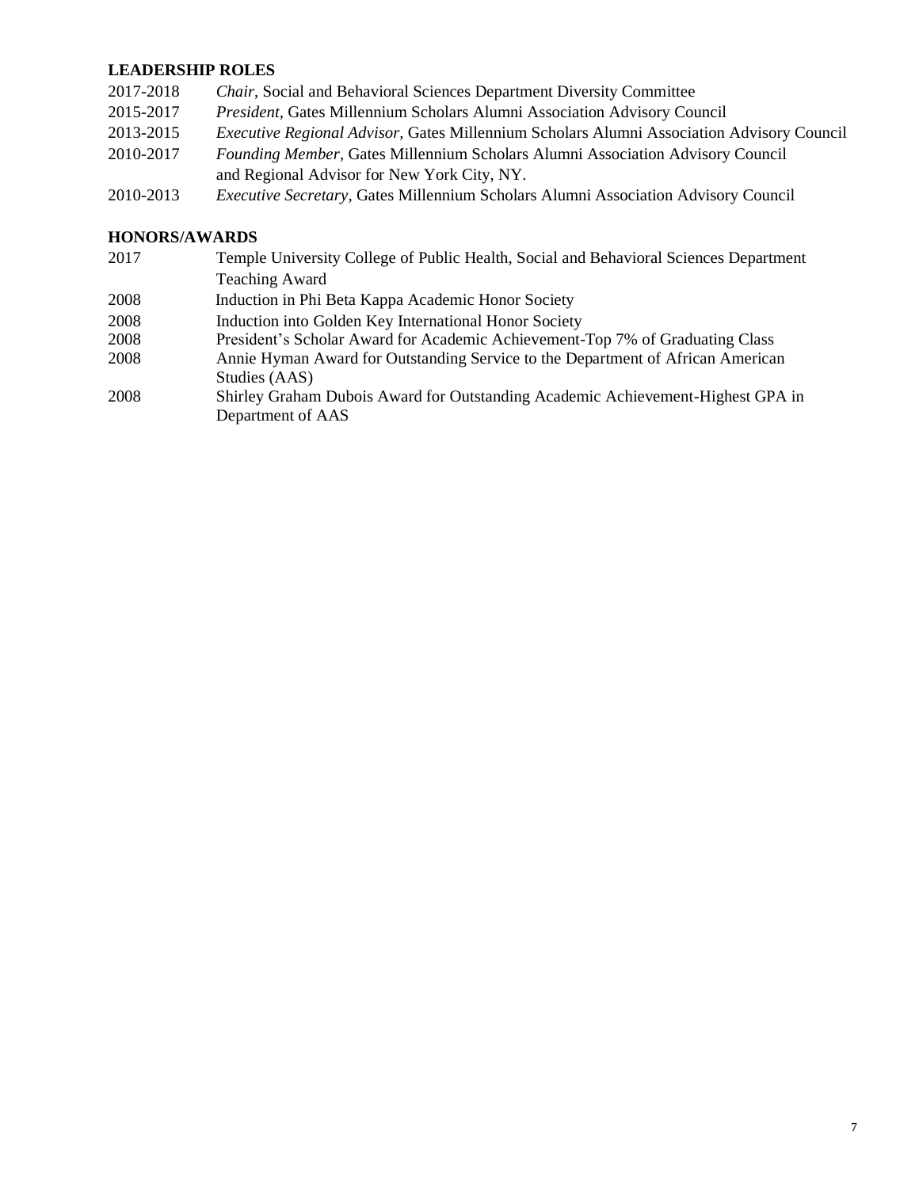## LEADERSHIP ROLES

| | |
|---|---|
| 2017-2018 | *Chair*, Social and Behavioral Sciences Department Diversity Committee |
| 2015-2017 | *President*, Gates Millennium Scholars Alumni Association Advisory Council |
| 2013-2015 | *Executive Regional Advisor*, Gates Millennium Scholars Alumni Association Advisory Council |
| 2010-2017 | *Founding Member*, Gates Millennium Scholars Alumni Association Advisory Council and Regional Advisor for New York City, NY. |
| 2010-2013 | *Executive Secretary*, Gates Millennium Scholars Alumni Association Advisory Council |

## HONORS/AWARDS

| | |
|---|---|
| 2017 | Temple University College of Public Health, Social and Behavioral Sciences Department Teaching Award |
| 2008 | Induction in Phi Beta Kappa Academic Honor Society |
| 2008 | Induction into Golden Key International Honor Society |
| 2008 | President's Scholar Award for Academic Achievement-Top 7% of Graduating Class |
| 2008 | Annie Hyman Award for Outstanding Service to the Department of African American Studies (AAS) |
| 2008 | Shirley Graham Dubois Award for Outstanding Academic Achievement-Highest GPA in Department of AAS |